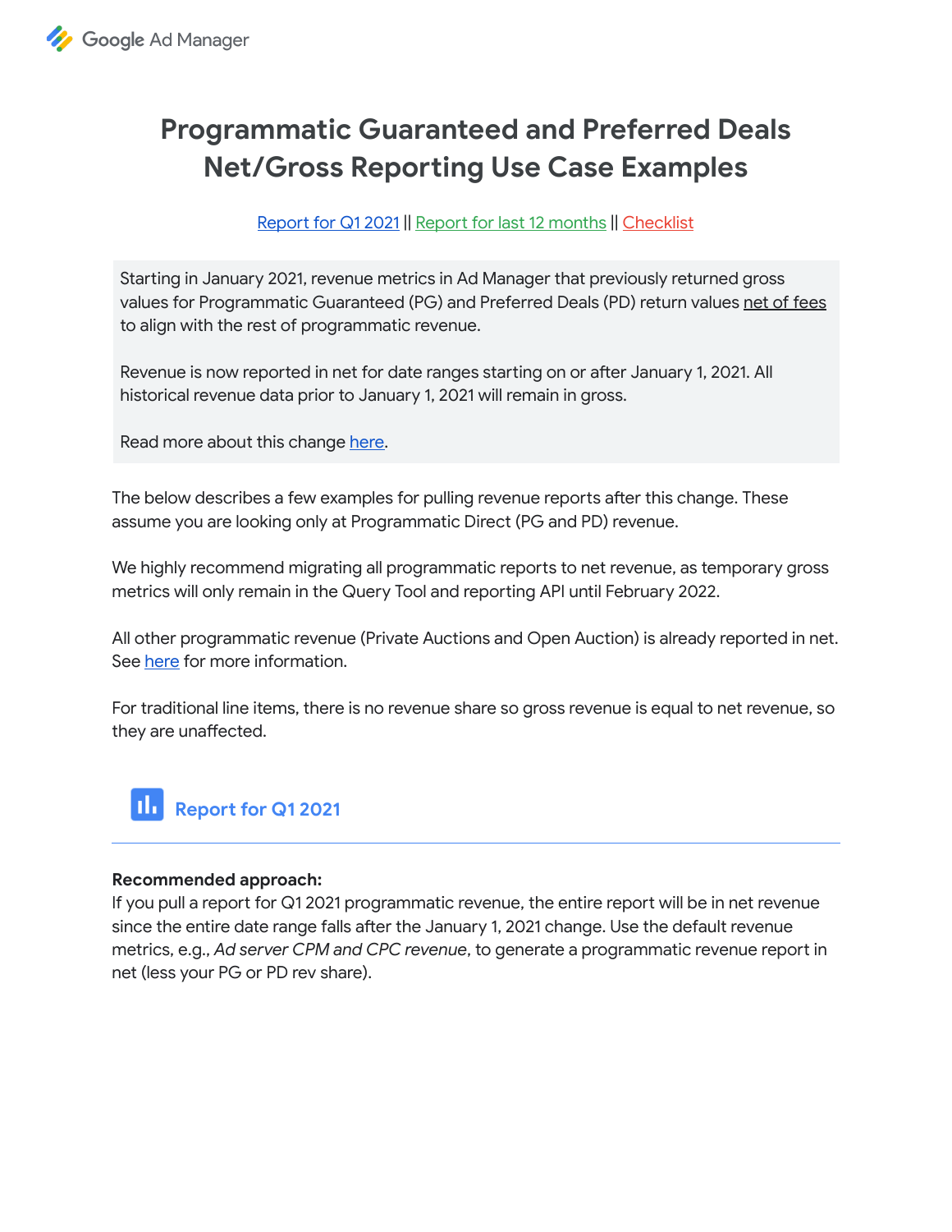Google Ad Manager

# Programmatic Guaranteed and Preferred Deals Net/Gross Reporting Use Case Examples

Report for Q1 2021 || Report for last 12 months || Checklist

Starting in January 2021, revenue metrics in Ad Manager that previously returned gross values for Programmatic Guaranteed (PG) and Preferred Deals (PD) return values net of fees to align with the rest of programmatic revenue.

Revenue is now reported in net for date ranges starting on or after January 1, 2021. All historical revenue data prior to January 1, 2021 will remain in gross.

Read more about this change here.

The below describes a few examples for pulling revenue reports after this change. These assume you are looking only at Programmatic Direct (PG and PD) revenue.

We highly recommend migrating all programmatic reports to net revenue, as temporary gross metrics will only remain in the Query Tool and reporting API until February 2022.

All other programmatic revenue (Private Auctions and Open Auction) is already reported in net. See here for more information.

For traditional line items, there is no revenue share so gross revenue is equal to net revenue, so they are unaffected.

## Report for Q1 2021

**Recommended approach:**
If you pull a report for Q1 2021 programmatic revenue, the entire report will be in net revenue since the entire date range falls after the January 1, 2021 change. Use the default revenue metrics, e.g., *Ad server CPM and CPC revenue*, to generate a programmatic revenue report in net (less your PG or PD rev share).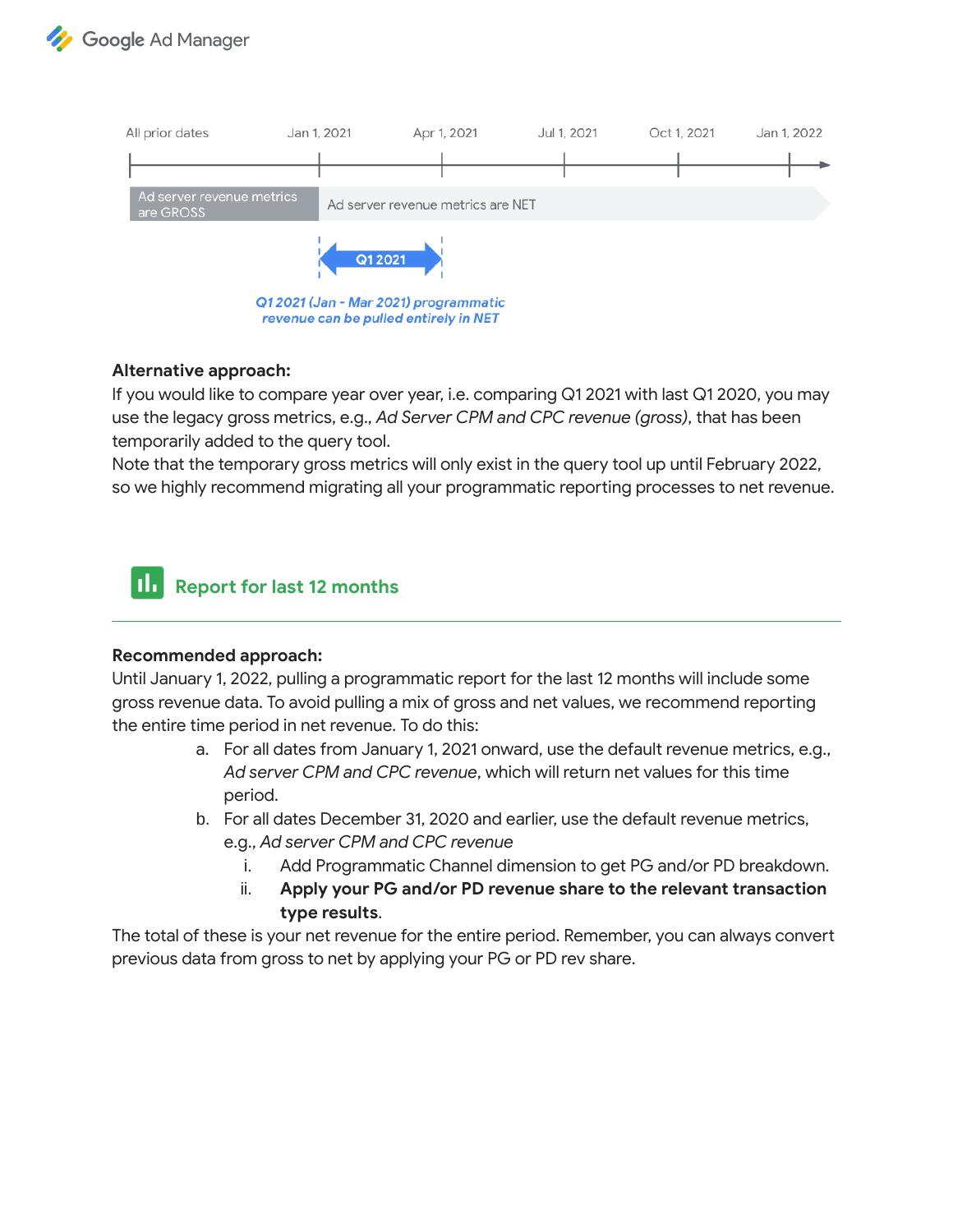All prior dates | Jan 1, 2021 | Apr 1, 2021 | Jul 1, 2021 | Oct 1, 2021 | Jan 1, 2022

Ad server revenue metrics are GROSS | Ad server revenue metrics are NET

Q1 2021

*Q1 2021 (Jan - Mar 2021) programmatic revenue can be pulled entirely in NET*

**Alternative approach:**
If you would like to compare year over year, i.e. comparing Q1 2021 with last Q1 2020, you may use the legacy gross metrics, e.g., *Ad Server CPM and CPC revenue (gross)*, that has been temporarily added to the query tool.
Note that the temporary gross metrics will only exist in the query tool up until February 2022, so we highly recommend migrating all your programmatic reporting processes to net revenue.

## Report for last 12 months

**Recommended approach:**
Until January 1, 2022, pulling a programmatic report for the last 12 months will include some gross revenue data. To avoid pulling a mix of gross and net values, we recommend reporting the entire time period in net revenue. To do this:

a. For all dates from January 1, 2021 onward, use the default revenue metrics, e.g., *Ad server CPM and CPC revenue*, which will return net values for this time period.
b. For all dates December 31, 2020 and earlier, use the default revenue metrics, e.g., *Ad server CPM and CPC revenue*
   i. Add Programmatic Channel dimension to get PG and/or PD breakdown.
   ii. **Apply your PG and/or PD revenue share to the relevant transaction type results**.

The total of these is your net revenue for the entire period. Remember, you can always convert previous data from gross to net by applying your PG or PD rev share.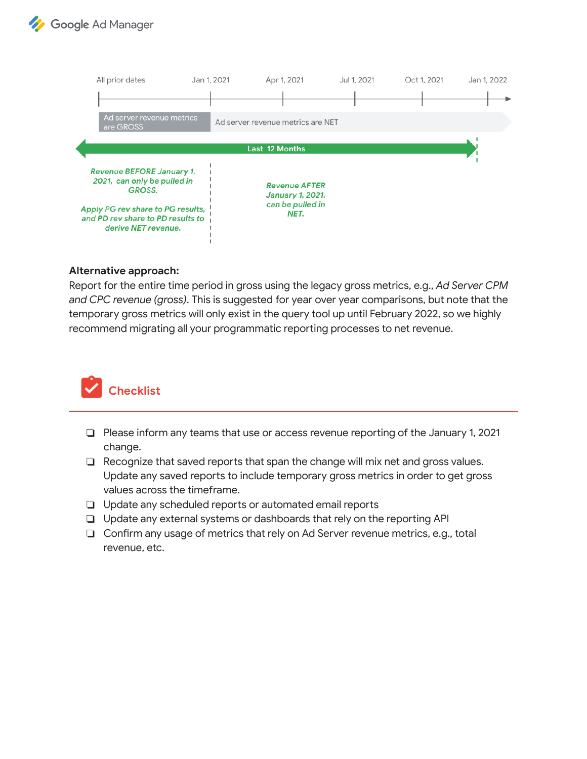All prior dates

Jan 1, 2021

Apr 1, 2021

Jul 1, 2021

Oct 1, 2021

Jan 1, 2022

Ad server revenue metrics are GROSS

Ad server revenue metrics are NET

Last 12 Months

*Revenue BEFORE January 1, 2021, can only be pulled in GROSS.*

*Apply PG rev share to PG results, and PD rev share to PD results to derive NET revenue.*

*Revenue AFTER January 1, 2021, can be pulled in NET.*

**Alternative approach:**
Report for the entire time period in gross using the legacy gross metrics, e.g., *Ad Server CPM and CPC revenue (gross)*. This is suggested for year over year comparisons, but note that the temporary gross metrics will only exist in the query tool up until February 2022, so we highly recommend migrating all your programmatic reporting processes to net revenue.

## Checklist

- ❏ Please inform any teams that use or access revenue reporting of the January 1, 2021 change.
- ❏ Recognize that saved reports that span the change will mix net and gross values. Update any saved reports to include temporary gross metrics in order to get gross values across the timeframe.
- ❏ Update any scheduled reports or automated email reports
- ❏ Update any external systems or dashboards that rely on the reporting API
- ❏ Confirm any usage of metrics that rely on Ad Server revenue metrics, e.g., total revenue, etc.